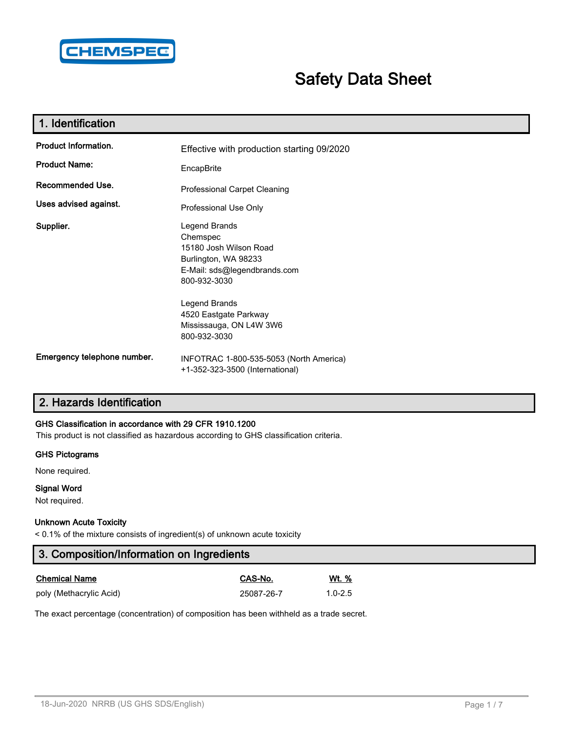CHEMSPEC

# Safety Data Sheet

## 1. Identification

**Product Information.** Effective with production starting 09/2020

**Product Name:** EncapBrite

**Recommended Use.** Professional Carpet Cleaning

**Uses advised against.** Professional Use Only

**Supplier.**
Legend Brands
Chemspec
15180 Josh Wilson Road
Burlington, WA 98233
E-Mail: sds@legendbrands.com
800-932-3030

Legend Brands
4520 Eastgate Parkway
Mississauga, ON L4W 3W6
800-932-3030

**Emergency telephone number.** INFOTRAC 1-800-535-5053 (North America)
+1-352-323-3500 (International)

## 2. Hazards Identification

**GHS Classification in accordance with 29 CFR 1910.1200**

This product is not classified as hazardous according to GHS classification criteria.

**GHS Pictograms**

None required.

**Signal Word**

Not required.

**Unknown Acute Toxicity**

< 0.1% of the mixture consists of ingredient(s) of unknown acute toxicity

## 3. Composition/Information on Ingredients

| Chemical Name | CAS-No. | Wt. % |
|---|---|---|
| poly (Methacrylic Acid) | 25087-26-7 | 1.0-2.5 |

The exact percentage (concentration) of composition has been withheld as a trade secret.

18-Jun-2020 NRRB (US GHS SDS/English)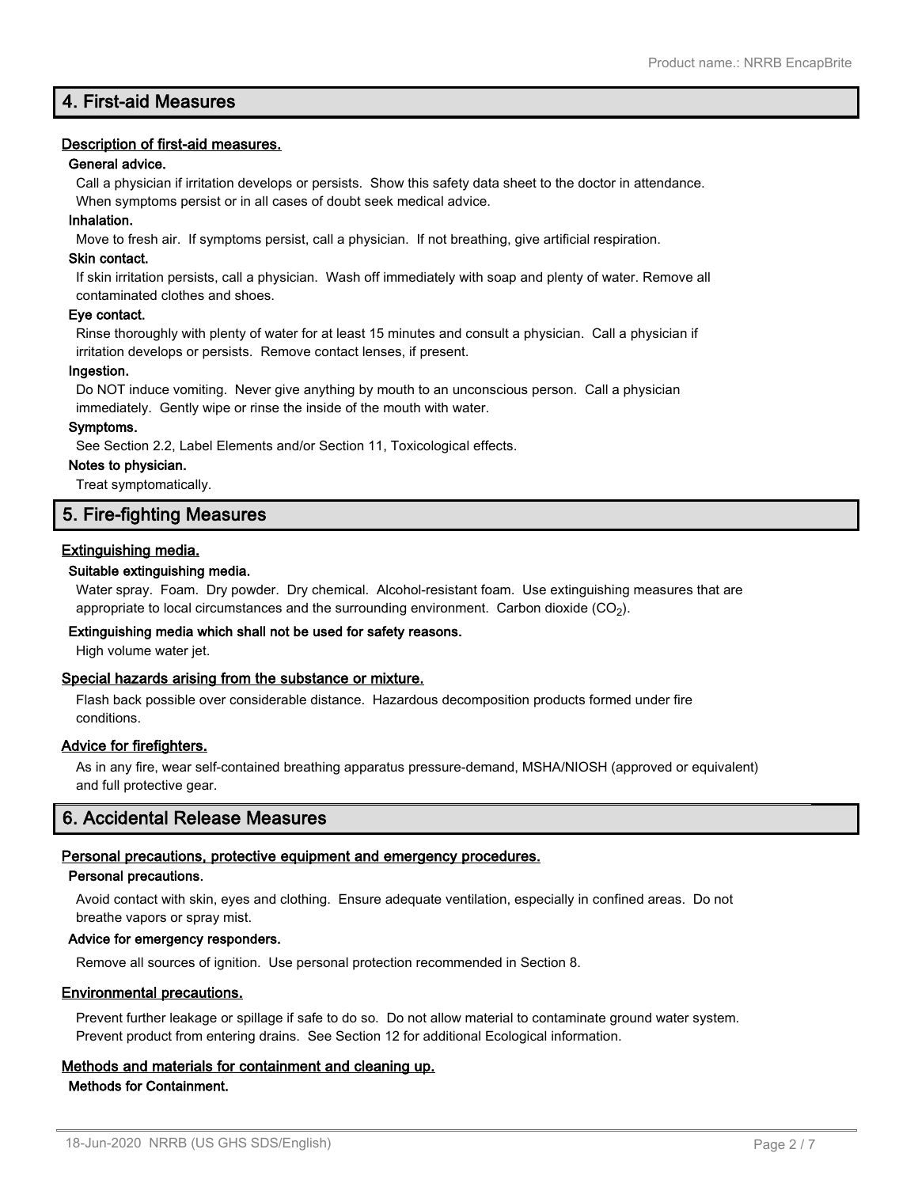## 4. First-aid Measures

### Description of first-aid measures.

**General advice.**

Call a physician if irritation develops or persists. Show this safety data sheet to the doctor in attendance. When symptoms persist or in all cases of doubt seek medical advice.

**Inhalation.**

Move to fresh air. If symptoms persist, call a physician. If not breathing, give artificial respiration.

**Skin contact.**

If skin irritation persists, call a physician. Wash off immediately with soap and plenty of water. Remove all contaminated clothes and shoes.

**Eye contact.**

Rinse thoroughly with plenty of water for at least 15 minutes and consult a physician. Call a physician if irritation develops or persists. Remove contact lenses, if present.

**Ingestion.**

Do NOT induce vomiting. Never give anything by mouth to an unconscious person. Call a physician immediately. Gently wipe or rinse the inside of the mouth with water.

**Symptoms.**

See Section 2.2, Label Elements and/or Section 11, Toxicological effects.

**Notes to physician.**

Treat symptomatically.

## 5. Fire-fighting Measures

### Extinguishing media.

**Suitable extinguishing media.**

Water spray. Foam. Dry powder. Dry chemical. Alcohol-resistant foam. Use extinguishing measures that are appropriate to local circumstances and the surrounding environment. Carbon dioxide ($CO_2$).

**Extinguishing media which shall not be used for safety reasons.**

High volume water jet.

### Special hazards arising from the substance or mixture.

Flash back possible over considerable distance. Hazardous decomposition products formed under fire conditions.

### Advice for firefighters.

As in any fire, wear self-contained breathing apparatus pressure-demand, MSHA/NIOSH (approved or equivalent) and full protective gear.

## 6. Accidental Release Measures

### Personal precautions, protective equipment and emergency procedures.

**Personal precautions.**

Avoid contact with skin, eyes and clothing. Ensure adequate ventilation, especially in confined areas. Do not breathe vapors or spray mist.

**Advice for emergency responders.**

Remove all sources of ignition. Use personal protection recommended in Section 8.

### Environmental precautions.

Prevent further leakage or spillage if safe to do so. Do not allow material to contaminate ground water system. Prevent product from entering drains. See Section 12 for additional Ecological information.

### Methods and materials for containment and cleaning up.

**Methods for Containment.**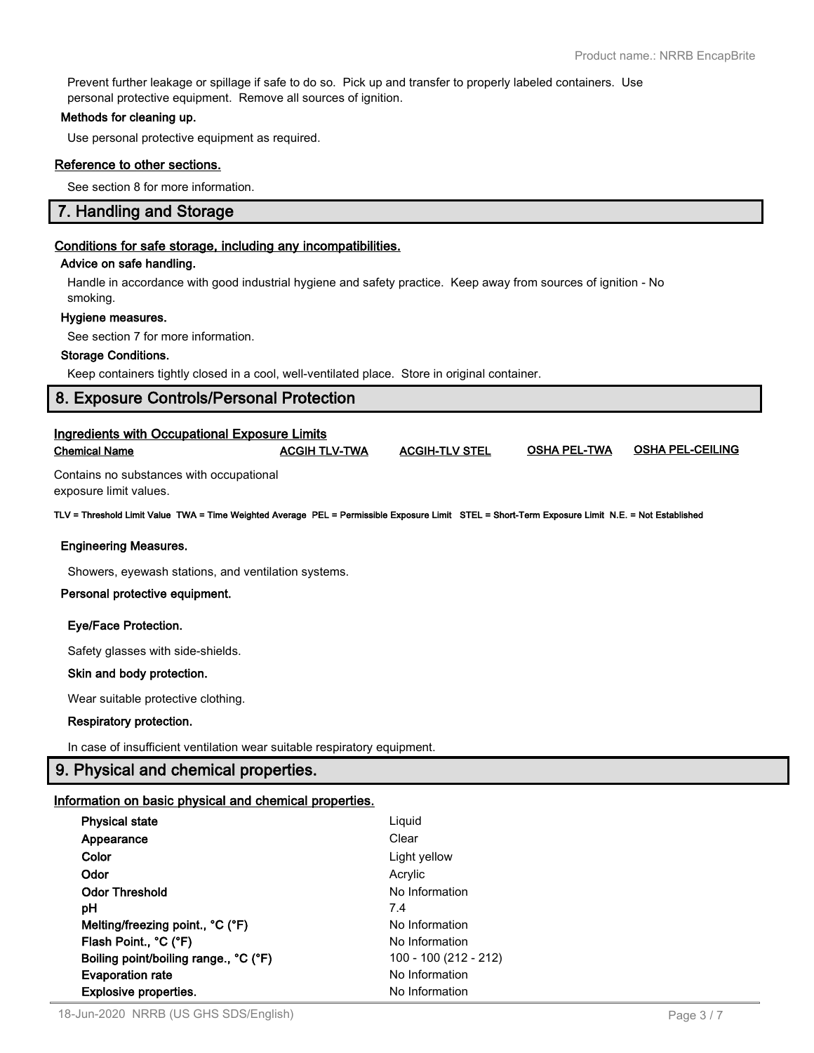Prevent further leakage or spillage if safe to do so. Pick up and transfer to properly labeled containers. Use personal protective equipment. Remove all sources of ignition.

**Methods for cleaning up.**

Use personal protective equipment as required.

**Reference to other sections.**

See section 8 for more information.

## 7. Handling and Storage

**Conditions for safe storage, including any incompatibilities.**

**Advice on safe handling.**

Handle in accordance with good industrial hygiene and safety practice. Keep away from sources of ignition - No smoking.

**Hygiene measures.**

See section 7 for more information.

**Storage Conditions.**

Keep containers tightly closed in a cool, well-ventilated place. Store in original container.

## 8. Exposure Controls/Personal Protection

**Ingredients with Occupational Exposure Limits**

| Chemical Name | ACGIH TLV-TWA | ACGIH-TLV STEL | OSHA PEL-TWA | OSHA PEL-CEILING |
|---|---|---|---|---|
| Contains no substances with occupational exposure limit values. | | | | |

**TLV = Threshold Limit Value TWA = Time Weighted Average PEL = Permissible Exposure Limit STEL = Short-Term Exposure Limit N.E. = Not Established**

**Engineering Measures.**

Showers, eyewash stations, and ventilation systems.

**Personal protective equipment.**

**Eye/Face Protection.**

Safety glasses with side-shields.

**Skin and body protection.**

Wear suitable protective clothing.

**Respiratory protection.**

In case of insufficient ventilation wear suitable respiratory equipment.

## 9. Physical and chemical properties.

**Information on basic physical and chemical properties.**

| | |
|---|---|
| **Physical state** | Liquid |
| **Appearance** | Clear |
| **Color** | Light yellow |
| **Odor** | Acrylic |
| **Odor Threshold** | No Information |
| **pH** | 7.4 |
| **Melting/freezing point., °C (°F)** | No Information |
| **Flash Point., °C (°F)** | No Information |
| **Boiling point/boiling range., °C (°F)** | 100 - 100 (212 - 212) |
| **Evaporation rate** | No Information |
| **Explosive properties.** | No Information |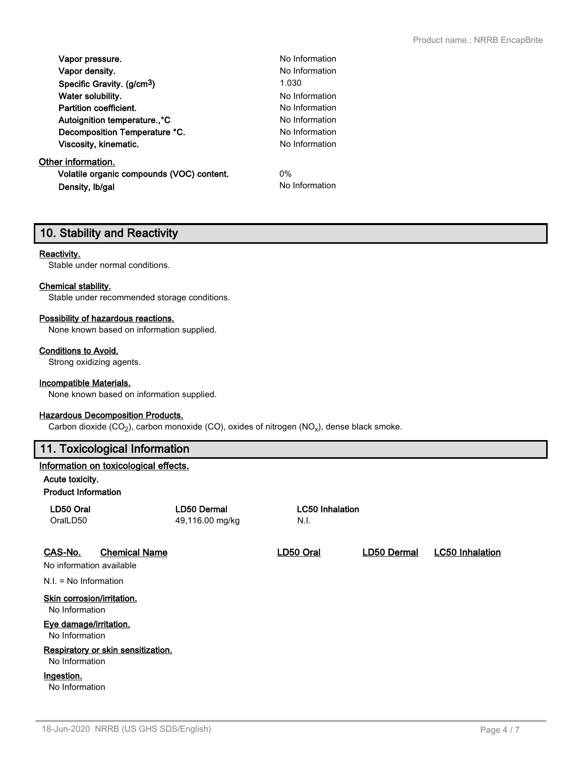| | |
|---|---|
| **Vapor pressure.** | No Information |
| **Vapor density.** | No Information |
| **Specific Gravity. (g/cm$^3$)** | 1.030 |
| **Water solubility.** | No Information |
| **Partition coefficient.** | No Information |
| **Autoignition temperature.,°C** | No Information |
| **Decomposition Temperature °C.** | No Information |
| **Viscosity, kinematic.** | No Information |

**Other information.**

| | |
|---|---|
| **Volatile organic compounds (VOC) content.** | 0% |
| **Density, lb/gal** | No Information |

## 10. Stability and Reactivity

**Reactivity.**
Stable under normal conditions.

**Chemical stability.**
Stable under recommended storage conditions.

**Possibility of hazardous reactions.**
None known based on information supplied.

**Conditions to Avoid.**
Strong oxidizing agents.

**Incompatible Materials.**
None known based on information supplied.

**Hazardous Decomposition Products.**
Carbon dioxide ($CO_2$), carbon monoxide (CO), oxides of nitrogen ($NO_x$), dense black smoke.

## 11. Toxicological Information

**Information on toxicological effects.**

**Acute toxicity.**

**Product Information**

| LD50 Oral | LD50 Dermal | LC50 Inhalation |
|---|---|---|
| OralLD50 | 49,116.00 mg/kg | N.I. |

| CAS-No. | Chemical Name | LD50 Oral | LD50 Dermal | LC50 Inhalation |
|---|---|---|---|---|
| No information available | | | | |

N.I. = No Information

**Skin corrosion/irritation.**
No Information

**Eye damage/irritation.**
No Information

**Respiratory or skin sensitization.**
No Information

**Ingestion.**
No Information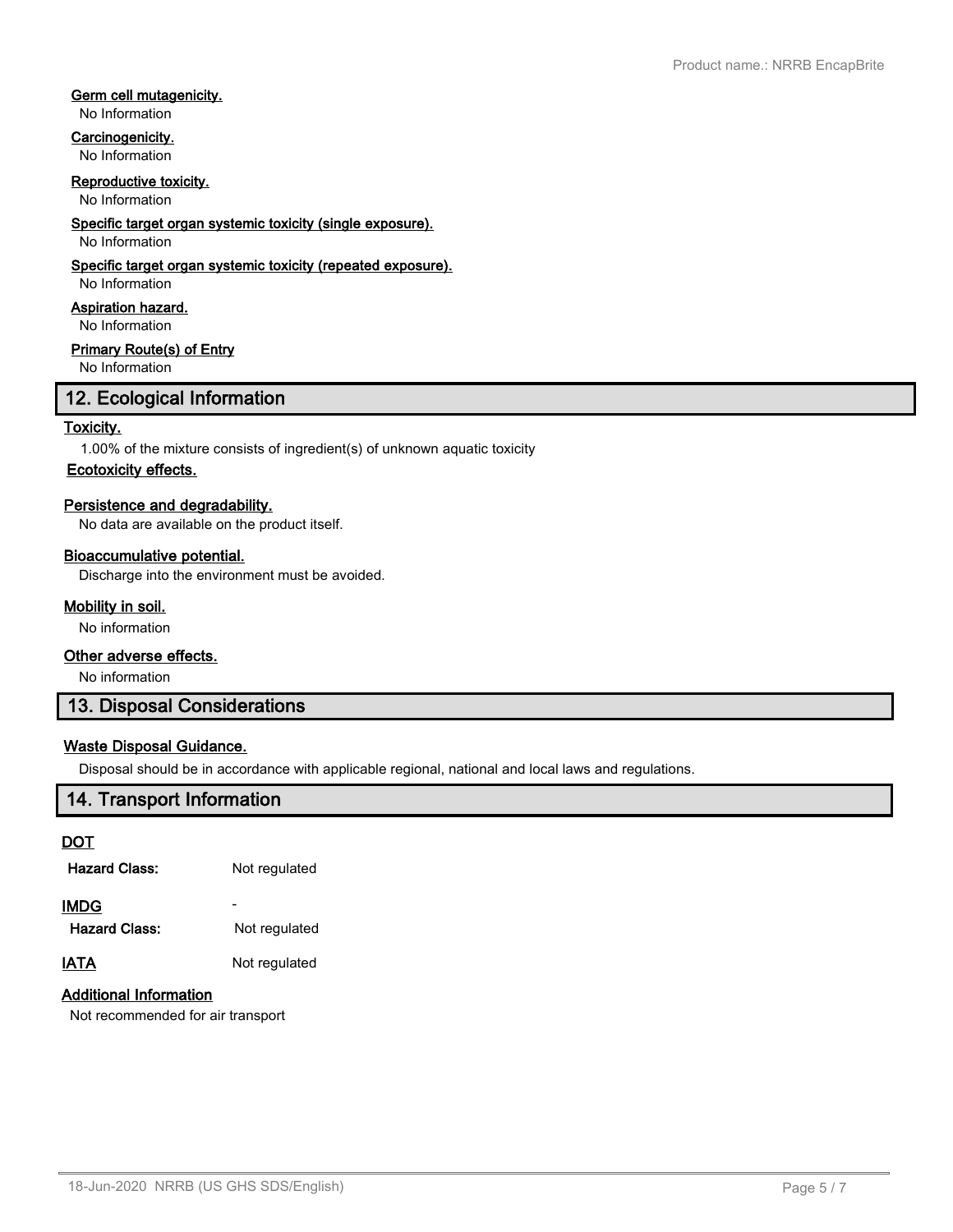**Germ cell mutagenicity.**
No Information

**Carcinogenicity.**
No Information

**Reproductive toxicity.**
No Information

**Specific target organ systemic toxicity (single exposure).**
No Information

**Specific target organ systemic toxicity (repeated exposure).**
No Information

**Aspiration hazard.**
No Information

**Primary Route(s) of Entry**
No Information

## 12. Ecological Information

**Toxicity.**

1.00% of the mixture consists of ingredient(s) of unknown aquatic toxicity

**Ecotoxicity effects.**

**Persistence and degradability.**

No data are available on the product itself.

**Bioaccumulative potential.**

Discharge into the environment must be avoided.

**Mobility in soil.**

No information

**Other adverse effects.**

No information

## 13. Disposal Considerations

**Waste Disposal Guidance.**

Disposal should be in accordance with applicable regional, national and local laws and regulations.

## 14. Transport Information

**DOT**

**Hazard Class:** Not regulated

**IMDG** -

**Hazard Class:** Not regulated

**IATA** Not regulated

**Additional Information**

Not recommended for air transport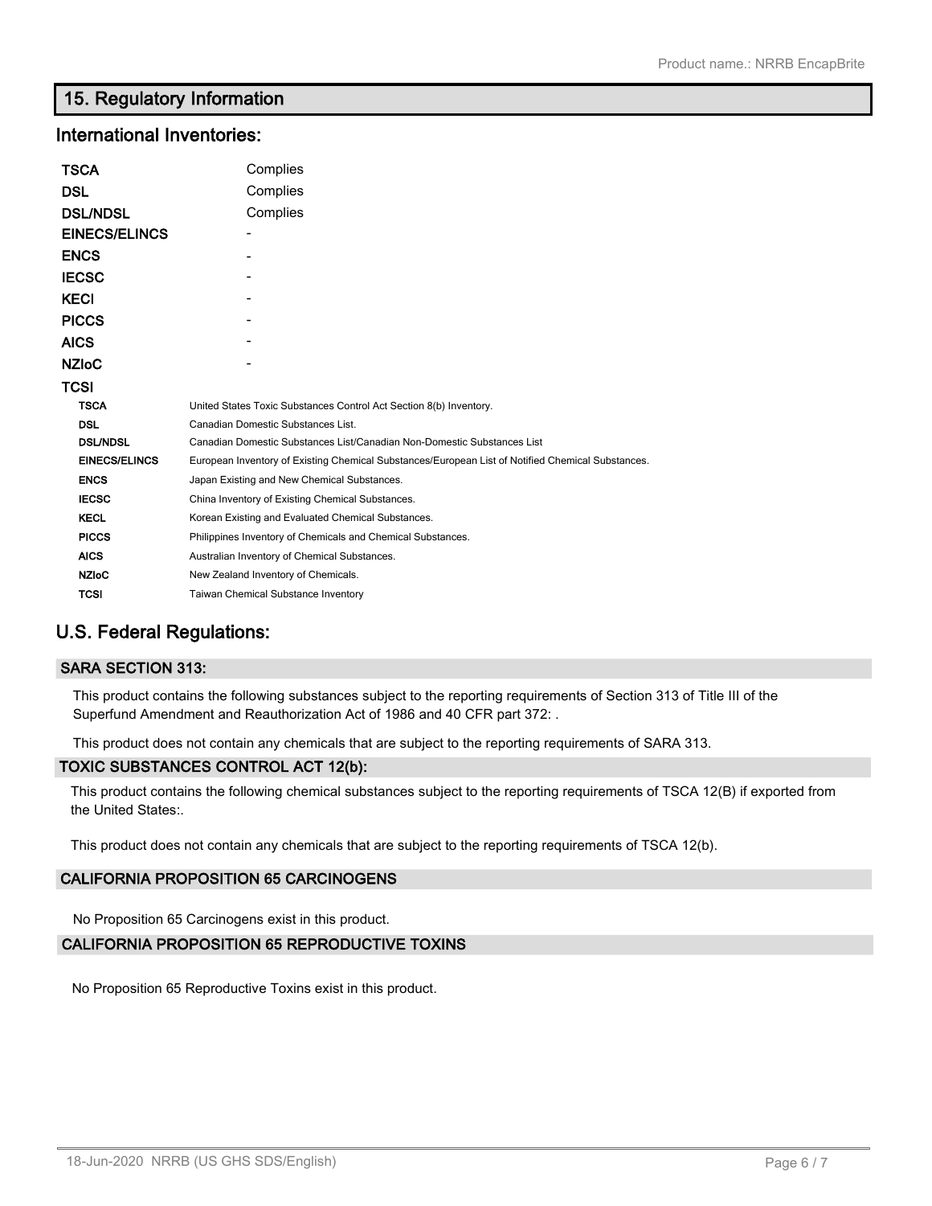## 15. Regulatory Information

### International Inventories:

| | |
|---|---|
| **TSCA** | Complies |
| **DSL** | Complies |
| **DSL/NDSL** | Complies |
| **EINECS/ELINCS** | - |
| **ENCS** | - |
| **IECSC** | - |
| **KECI** | - |
| **PICCS** | - |
| **AICS** | - |
| **NZIoC** | - |
| **TCSI** | |

| | |
|---|---|
| **TSCA** | United States Toxic Substances Control Act Section 8(b) Inventory. |
| **DSL** | Canadian Domestic Substances List. |
| **DSL/NDSL** | Canadian Domestic Substances List/Canadian Non-Domestic Substances List |
| **EINECS/ELINCS** | European Inventory of Existing Chemical Substances/European List of Notified Chemical Substances. |
| **ENCS** | Japan Existing and New Chemical Substances. |
| **IECSC** | China Inventory of Existing Chemical Substances. |
| **KECL** | Korean Existing and Evaluated Chemical Substances. |
| **PICCS** | Philippines Inventory of Chemicals and Chemical Substances. |
| **AICS** | Australian Inventory of Chemical Substances. |
| **NZIoC** | New Zealand Inventory of Chemicals. |
| **TCSI** | Taiwan Chemical Substance Inventory |

## U.S. Federal Regulations:

### SARA SECTION 313:

This product contains the following substances subject to the reporting requirements of Section 313 of Title III of the Superfund Amendment and Reauthorization Act of 1986 and 40 CFR part 372: .

This product does not contain any chemicals that are subject to the reporting requirements of SARA 313.

### TOXIC SUBSTANCES CONTROL ACT 12(b):

This product contains the following chemical substances subject to the reporting requirements of TSCA 12(B) if exported from the United States:.

This product does not contain any chemicals that are subject to the reporting requirements of TSCA 12(b).

### CALIFORNIA PROPOSITION 65 CARCINOGENS

No Proposition 65 Carcinogens exist in this product.

### CALIFORNIA PROPOSITION 65 REPRODUCTIVE TOXINS

No Proposition 65 Reproductive Toxins exist in this product.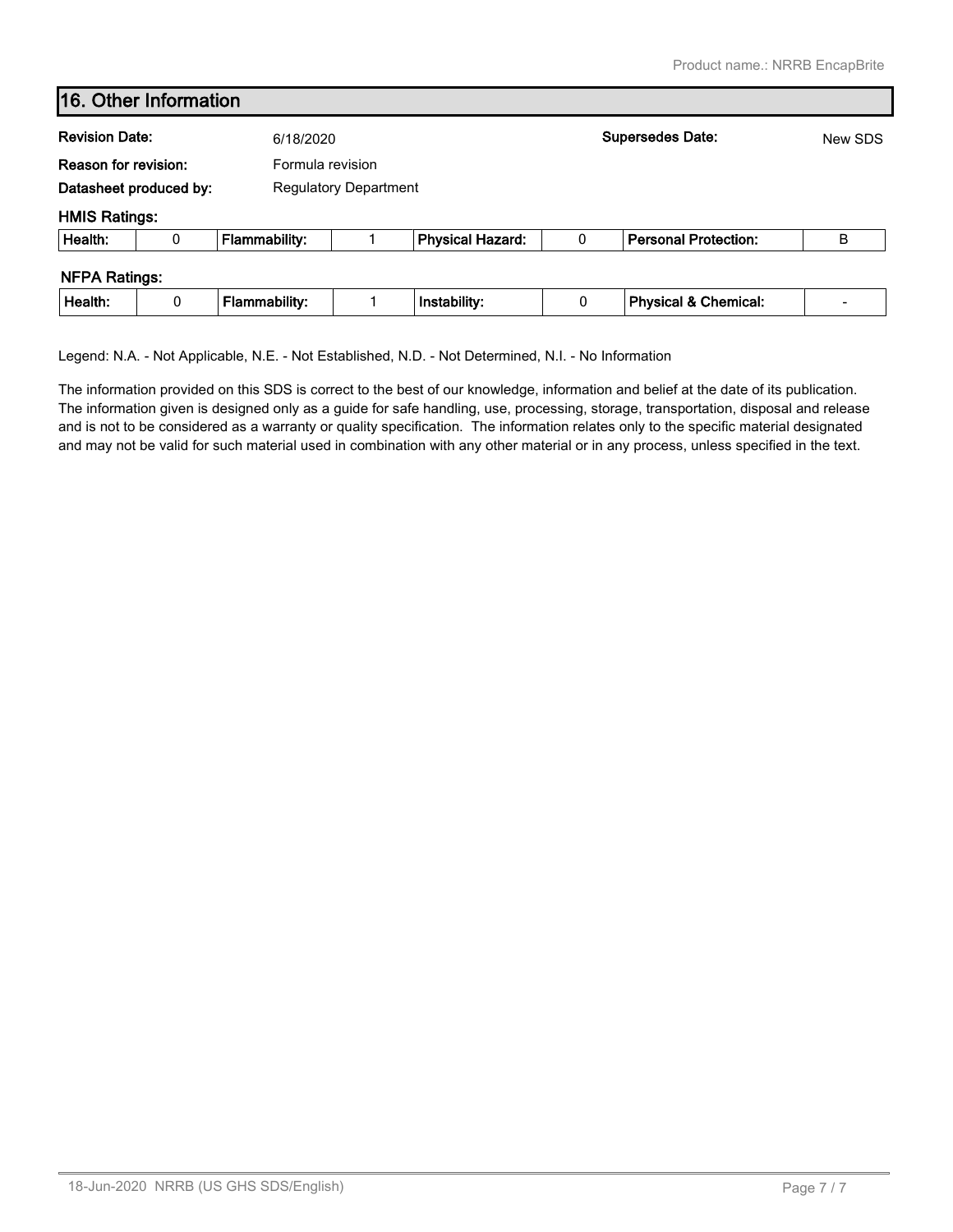## 16. Other Information

**Revision Date:** 6/18/2020 **Supersedes Date:** New SDS

**Reason for revision:** Formula revision

**Datasheet produced by:** Regulatory Department

**HMIS Ratings:**

| | | | | | | | |
|---|---|---|---|---|---|---|---|
| **Health:** | 0 | **Flammability:** | 1 | **Physical Hazard:** | 0 | **Personal Protection:** | B |

**NFPA Ratings:**

| | | | | | | | |
|---|---|---|---|---|---|---|---|
| **Health:** | 0 | **Flammability:** | 1 | **Instability:** | 0 | **Physical & Chemical:** | - |

Legend: N.A. - Not Applicable, N.E. - Not Established, N.D. - Not Determined, N.I. - No Information

The information provided on this SDS is correct to the best of our knowledge, information and belief at the date of its publication. The information given is designed only as a guide for safe handling, use, processing, storage, transportation, disposal and release and is not to be considered as a warranty or quality specification. The information relates only to the specific material designated and may not be valid for such material used in combination with any other material or in any process, unless specified in the text.